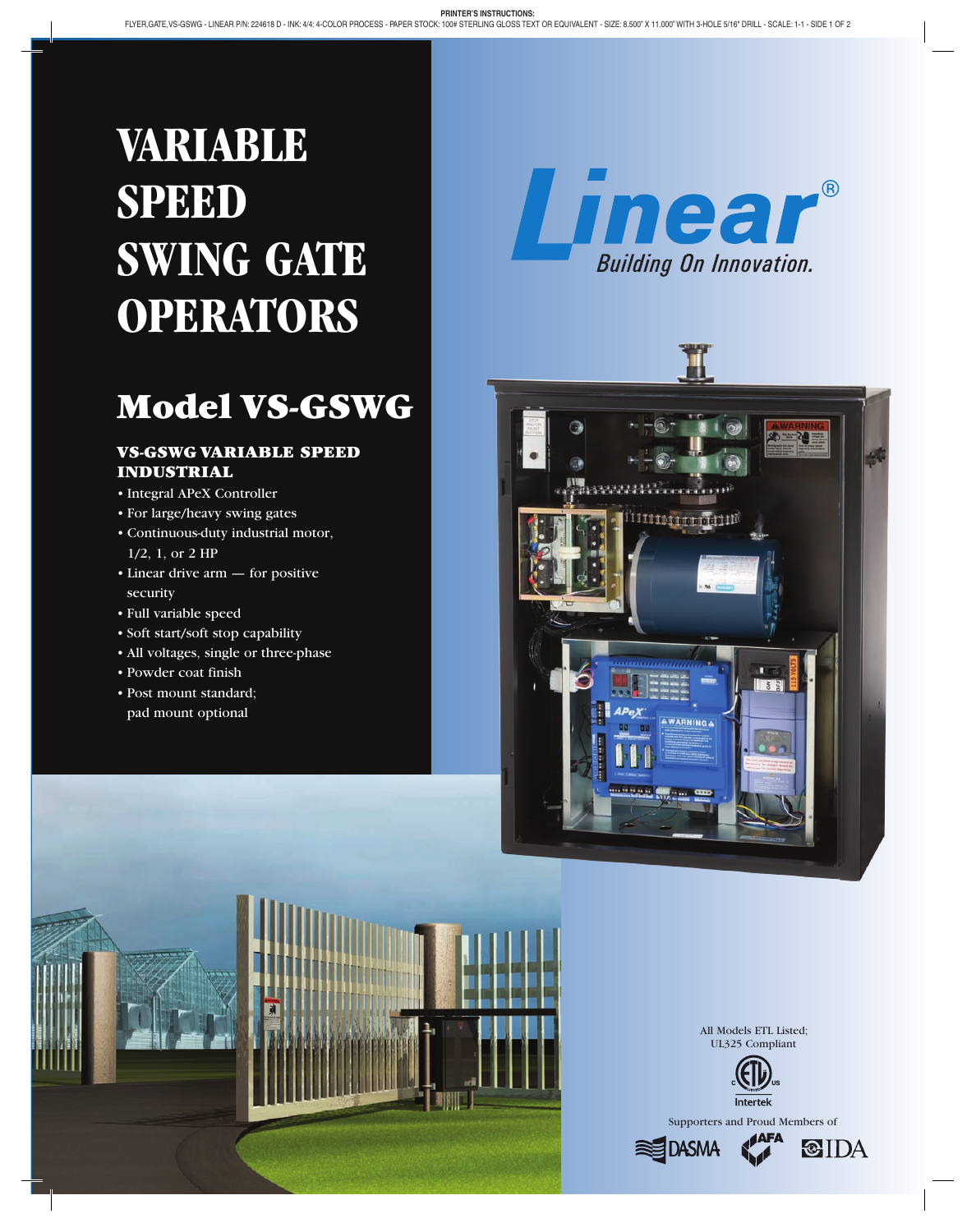# VARIABLE SPEED SWING GATE OPERATORS

## Model VS-GSWG

### VS-GSWG VARIABLE SPEED INDUSTRIAL

- Integral APeX Controller
- For large/heavy swing gates
- Continuous-duty industrial motor, 1/2, 1, or 2 HP
- Linear drive arm — for positive security
- Full variable speed
- Soft start/soft stop capability
- All voltages, single or three-phase
- Powder coat finish
- Post mount standard; pad mount optional

Linear®
Building On Innovation.

All Models ETL Listed; UL325 Compliant

Intertek

Supporters and Proud Members of

DASMA AFA IDA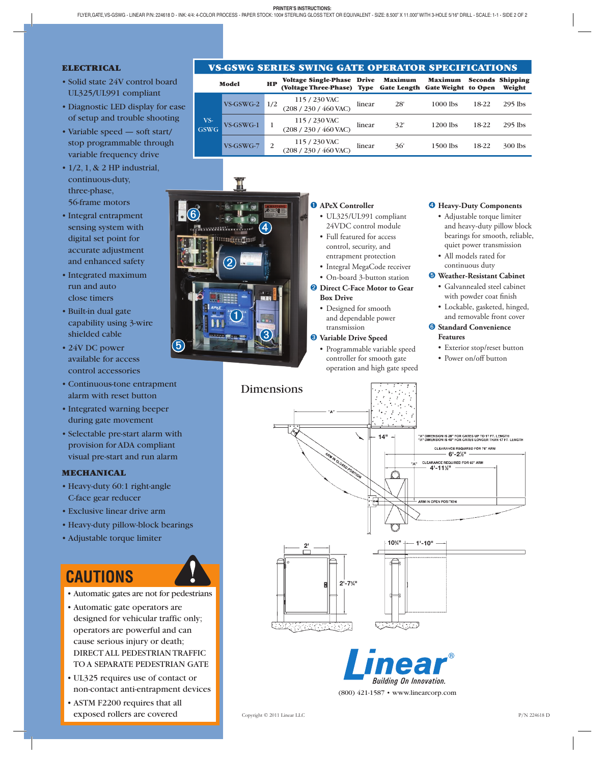## ELECTRICAL

- Solid state 24V control board UL325/UL991 compliant
- Diagnostic LED display for ease of setup and trouble shooting
- Variable speed — soft start/stop programmable through variable frequency drive
- 1/2, 1, & 2 HP industrial, continuous-duty, three-phase, 56-frame motors
- Integral entrapment sensing system with digital set point for accurate adjustment and enhanced safety
- Integrated maximum run and auto close timers
- Built-in dual gate capability using 3-wire shielded cable
- 24V DC power available for access control accessories
- Continuous-tone entrapment alarm with reset button
- Integrated warning beeper during gate movement
- Selectable pre-start alarm with provision for ADA compliant visual pre-start and run alarm

## MECHANICAL

- Heavy-duty 60:1 right-angle C-face gear reducer
- Exclusive linear drive arm
- Heavy-duty pillow-block bearings
- Adjustable torque limiter

## CAUTIONS

- Automatic gates are not for pedestrians
- Automatic gate operators are designed for vehicular traffic only; operators are powerful and can cause serious injury or death; DIRECT ALL PEDESTRIAN TRAFFIC TO A SEPARATE PEDESTRIAN GATE
- UL325 requires use of contact or non-contact anti-entrapment devices
- ASTM F2200 requires that all exposed rollers are covered

## VS-GSWG SERIES SWING GATE OPERATOR SPECIFICATIONS

| | Model | HP | Voltage Single-Phase (Voltage Three-Phase) | Drive Type | Maximum Gate Length | Maximum Gate Weight | Seconds to Open | Shipping Weight |
|---|---|---|---|---|---|---|---|---|
| VS-GSWG | VS-GSWG-2 | 1/2 | 115 / 230 VAC (208 / 230 / 460 VAC) | linear | 28' | 1000 lbs | 18-22 | 295 lbs |
| | VS-GSWG-1 | 1 | 115 / 230 VAC (208 / 230 / 460 VAC) | linear | 32' | 1200 lbs | 18-22 | 295 lbs |
| | VS-GSWG-7 | 2 | 115 / 230 VAC (208 / 230 / 460 VAC) | linear | 36' | 1500 lbs | 18-22 | 300 lbs |

**1 APeX Controller**
- UL325/UL991 compliant 24VDC control module
- Full featured for access control, security, and entrapment protection
- Integral MegaCode receiver
- On-board 3-button station

**2 Direct C-Face Motor to Gear Box Drive**
- Designed for smooth and dependable power transmission

**3 Variable Drive Speed**
- Programmable variable speed controller for smooth gate operation and high gate speed

**4 Heavy-Duty Components**
- Adjustable torque limiter and heavy-duty pillow block bearings for smooth, reliable, quiet power transmission
- All models rated for continuous duty

**5 Weather-Resistant Cabinet**
- Galvannealed steel cabinet with powder coat finish
- Lockable, gasketed, hinged, and removable front cover

**6 Standard Convenience Features**
- Exterior stop/reset button
- Power on/off button

## Dimensions

"A"

14"

"A" DIMENSION IS 28" FOR GATES UP TO 17 FT. LENGTH
"A" DIMENSION IS 40" FOR GATES LONGER THAN 17 FT. LENGTH

CLEARANCE REQUIRED FOR 78" ARM
6'-2½"

"A" CLEARANCE REQUIRED FOR 63" ARM
4'-11½"

ARM IN CLOSED POSITION

ARM IN OPEN POSITION

2'

2'-7¾"

10¾"

1'-10"

**Linear** Building On Innovation.

(800) 421-1587 • www.linearcorp.com

Copyright © 2011 Linear LLC

P/N 224618 D